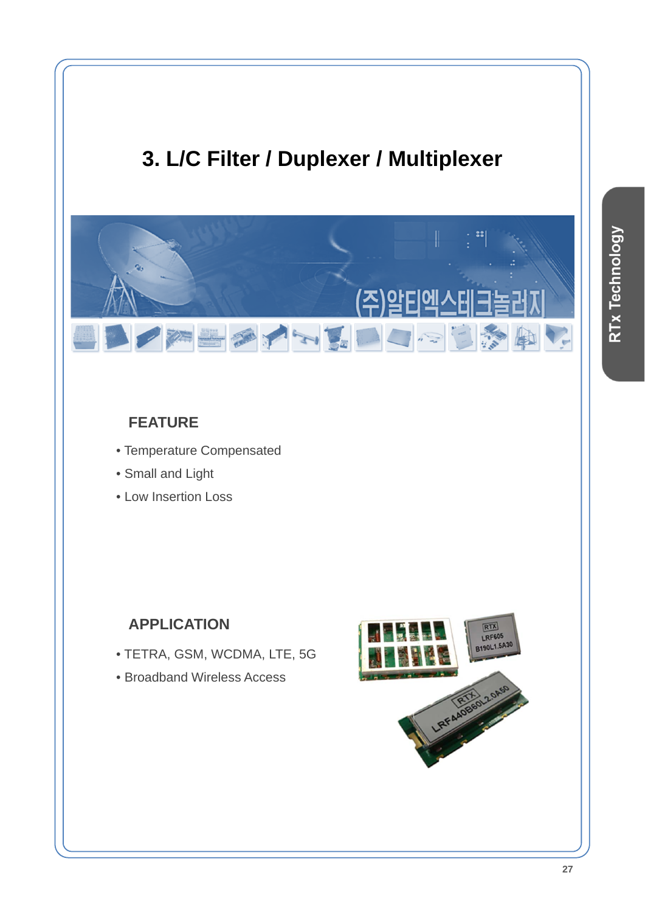# 3. L/C Filter / Duplexer / Multiplexer

## FEATURE

- Temperature Compensated
- Small and Light
- Low Insertion Loss

## APPLICATION

- TETRA, GSM, WCDMA, LTE, 5G
- Broadband Wireless Access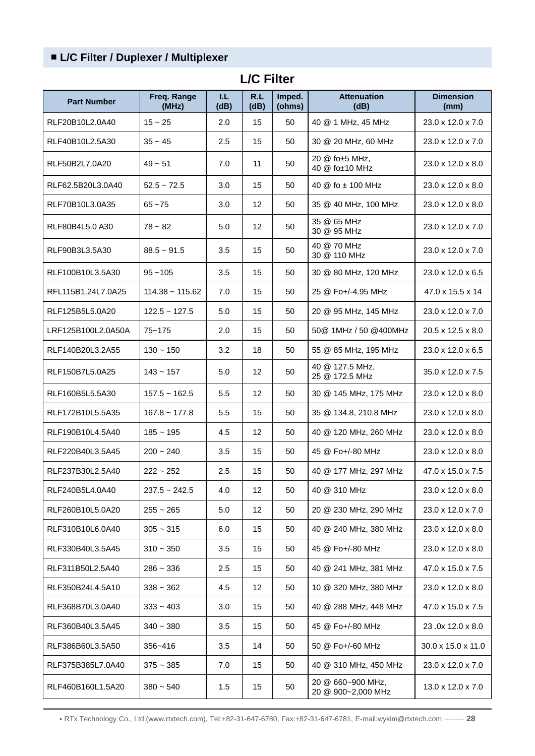## ■ L/C Filter / Duplexer / Multiplexer

### L/C Filter

| Part Number | Freq. Range (MHz) | I.L (dB) | R.L (dB) | Imped. (ohms) | Attenuation (dB) | Dimension (mm) |
|---|---|---|---|---|---|---|
| RLF20B10L2.0A40 | 15 ~ 25 | 2.0 | 15 | 50 | 40 @ 1 MHz, 45 MHz | 23.0 x 12.0 x 7.0 |
| RLF40B10L2.5A30 | 35 ~ 45 | 2.5 | 15 | 50 | 30 @ 20 MHz, 60 MHz | 23.0 x 12.0 x 7.0 |
| RLF50B2L7.0A20 | 49 ~ 51 | 7.0 | 11 | 50 | 20 @ fo±5 MHz, 40 @ fo±10 MHz | 23.0 x 12.0 x 8.0 |
| RLF62.5B20L3.0A40 | 52.5 ~ 72.5 | 3.0 | 15 | 50 | 40 @ fo ± 100 MHz | 23.0 x 12.0 x 8.0 |
| RLF70B10L3.0A35 | 65 ~75 | 3.0 | 12 | 50 | 35 @ 40 MHz, 100 MHz | 23.0 x 12.0 x 8.0 |
| RLF80B4L5.0 A30 | 78 ~ 82 | 5.0 | 12 | 50 | 35 @ 65 MHz 30 @ 95 MHz | 23.0 x 12.0 x 7.0 |
| RLF90B3L3.5A30 | 88.5 ~ 91.5 | 3.5 | 15 | 50 | 40 @ 70 MHz 30 @ 110 MHz | 23.0 x 12.0 x 7.0 |
| RLF100B10L3.5A30 | 95 ~105 | 3.5 | 15 | 50 | 30 @ 80 MHz, 120 MHz | 23.0 x 12.0 x 6.5 |
| RFL115B1.24L7.0A25 | 114.38 ~ 115.62 | 7.0 | 15 | 50 | 25 @ Fo+/-4.95 MHz | 47.0 x 15.5 x 14 |
| RLF125B5L5.0A20 | 122.5 ~ 127.5 | 5.0 | 15 | 50 | 20 @ 95 MHz, 145 MHz | 23.0 x 12.0 x 7.0 |
| LRF125B100L2.0A50A | 75~175 | 2.0 | 15 | 50 | 50@ 1MHz / 50 @400MHz | 20.5 x 12.5 x 8.0 |
| RLF140B20L3.2A55 | 130 ~ 150 | 3.2 | 18 | 50 | 55 @ 85 MHz, 195 MHz | 23.0 x 12.0 x 6.5 |
| RLF150B7L5.0A25 | 143 ~ 157 | 5.0 | 12 | 50 | 40 @ 127.5 MHz, 25 @ 172.5 MHz | 35.0 x 12.0 x 7.5 |
| RLF160B5L5.5A30 | 157.5 ~ 162.5 | 5.5 | 12 | 50 | 30 @ 145 MHz, 175 MHz | 23.0 x 12.0 x 8.0 |
| RLF172B10L5.5A35 | 167.8 ~ 177.8 | 5.5 | 15 | 50 | 35 @ 134.8, 210.8 MHz | 23.0 x 12.0 x 8.0 |
| RLF190B10L4.5A40 | 185 ~ 195 | 4.5 | 12 | 50 | 40 @ 120 MHz, 260 MHz | 23.0 x 12.0 x 8.0 |
| RLF220B40L3.5A45 | 200 ~ 240 | 3.5 | 15 | 50 | 45 @ Fo+/-80 MHz | 23.0 x 12.0 x 8.0 |
| RLF237B30L2.5A40 | 222 ~ 252 | 2.5 | 15 | 50 | 40 @ 177 MHz, 297 MHz | 47.0 x 15.0 x 7.5 |
| RLF240B5L4.0A40 | 237.5 ~ 242.5 | 4.0 | 12 | 50 | 40 @ 310 MHz | 23.0 x 12.0 x 8.0 |
| RLF260B10L5.0A20 | 255 ~ 265 | 5.0 | 12 | 50 | 20 @ 230 MHz, 290 MHz | 23.0 x 12.0 x 7.0 |
| RLF310B10L6.0A40 | 305 ~ 315 | 6.0 | 15 | 50 | 40 @ 240 MHz, 380 MHz | 23.0 x 12.0 x 8.0 |
| RLF330B40L3.5A45 | 310 ~ 350 | 3.5 | 15 | 50 | 45 @ Fo+/-80 MHz | 23.0 x 12.0 x 8.0 |
| RLF311B50L2.5A40 | 286 ~ 336 | 2.5 | 15 | 50 | 40 @ 241 MHz, 381 MHz | 47.0 x 15.0 x 7.5 |
| RLF350B24L4.5A10 | 338 ~ 362 | 4.5 | 12 | 50 | 10 @ 320 MHz, 380 MHz | 23.0 x 12.0 x 8.0 |
| RLF368B70L3.0A40 | 333 ~ 403 | 3.0 | 15 | 50 | 40 @ 288 MHz, 448 MHz | 47.0 x 15.0 x 7.5 |
| RLF360B40L3.5A45 | 340 ~ 380 | 3.5 | 15 | 50 | 45 @ Fo+/-80 MHz | 23 .0x 12.0 x 8.0 |
| RLF386B60L3.5A50 | 356~416 | 3.5 | 14 | 50 | 50 @ Fo+/-60 MHz | 30.0 x 15.0 x 11.0 |
| RLF375B385L7.0A40 | 375 ~ 385 | 7.0 | 15 | 50 | 40 @ 310 MHz, 450 MHz | 23.0 x 12.0 x 7.0 |
| RLF460B160L1.5A20 | 380 ~ 540 | 1.5 | 15 | 50 | 20 @ 660~900 MHz, 20 @ 900~2,000 MHz | 13.0 x 12.0 x 7.0 |

• RTx Technology Co., Ltd.(www.rtxtech.com), Tel:+82-31-647-6780, Fax:+82-31-647-6781, E-mail:wykim@rtxtech.com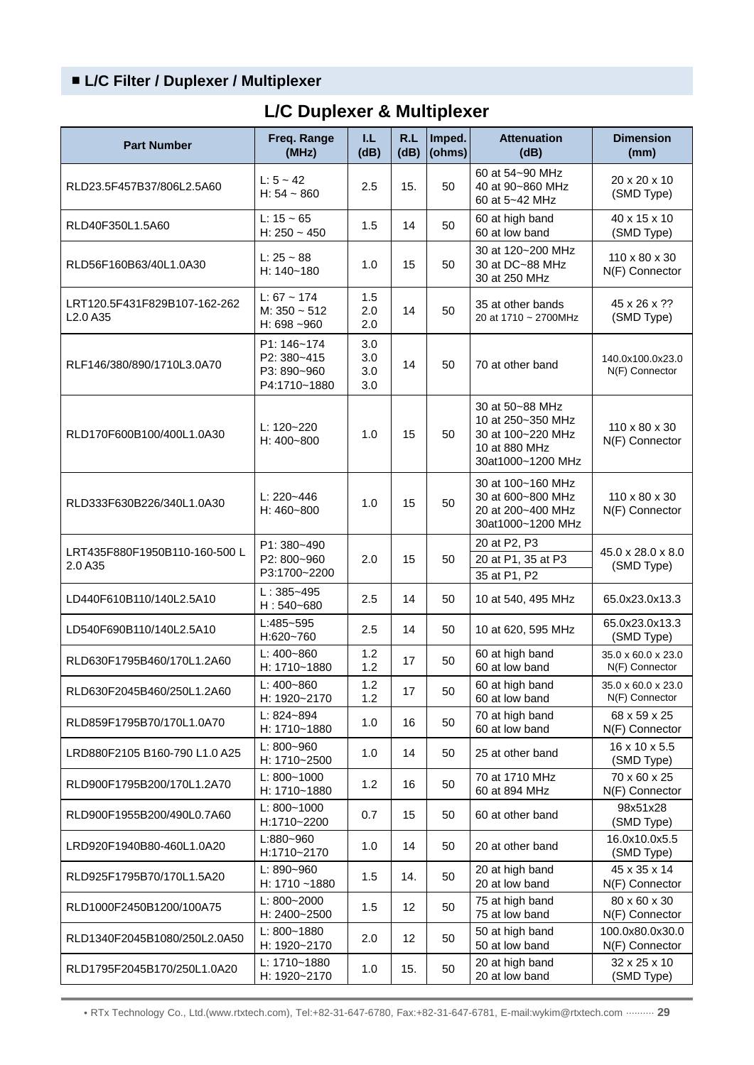## ■ L/C Filter / Duplexer / Multiplexer

# L/C Duplexer & Multiplexer

| Part Number | Freq. Range (MHz) | I.L (dB) | R.L (dB) | Imped. (ohms) | Attenuation (dB) | Dimension (mm) |
|---|---|---|---|---|---|---|
| RLD23.5F457B37/806L2.5A60 | L: 5 ~ 42<br>H: 54 ~ 860 | 2.5 | 15. | 50 | 60 at 54~90 MHz<br>40 at 90~860 MHz<br>60 at 5~42 MHz | 20 x 20 x 10<br>(SMD Type) |
| RLD40F350L1.5A60 | L: 15 ~ 65<br>H: 250 ~ 450 | 1.5 | 14 | 50 | 60 at high band<br>60 at low band | 40 x 15 x 10<br>(SMD Type) |
| RLD56F160B63/40L1.0A30 | L: 25 ~ 88<br>H: 140~180 | 1.0 | 15 | 50 | 30 at 120~200 MHz<br>30 at DC~88 MHz<br>30 at 250 MHz | 110 x 80 x 30<br>N(F) Connector |
| LRT120.5F431F829B107-162-262 L2.0 A35 | L: 67 ~ 174<br>M: 350 ~ 512<br>H: 698 ~960 | 1.5<br>2.0<br>2.0 | 14 | 50 | 35 at other bands<br>20 at 1710 ~ 2700MHz | 45 x 26 x ??<br>(SMD Type) |
| RLF146/380/890/1710L3.0A70 | P1: 146~174<br>P2: 380~415<br>P3: 890~960<br>P4:1710~1880 | 3.0<br>3.0<br>3.0<br>3.0 | 14 | 50 | 70 at other band | 140.0x100.0x23.0<br>N(F) Connector |
| RLD170F600B100/400L1.0A30 | L: 120~220<br>H: 400~800 | 1.0 | 15 | 50 | 30 at 50~88 MHz<br>10 at 250~350 MHz<br>30 at 100~220 MHz<br>10 at 880 MHz<br>30at1000~1200 MHz | 110 x 80 x 30<br>N(F) Connector |
| RLD333F630B226/340L1.0A30 | L: 220~446<br>H: 460~800 | 1.0 | 15 | 50 | 30 at 100~160 MHz<br>30 at 600~800 MHz<br>20 at 200~400 MHz<br>30at1000~1200 MHz | 110 x 80 x 30<br>N(F) Connector |
| LRT435F880F1950B110-160-500 L 2.0 A35 | P1: 380~490<br>P2: 800~960<br>P3:1700~2200 | 2.0 | 15 | 50 | 20 at P2, P3<br>20 at P1, 35 at P3<br>35 at P1, P2 | 45.0 x 28.0 x 8.0<br>(SMD Type) |
| LD440F610B110/140L2.5A10 | L : 385~495<br>H : 540~680 | 2.5 | 14 | 50 | 10 at 540, 495 MHz | 65.0x23.0x13.3 |
| LD540F690B110/140L2.5A10 | L:485~595<br>H:620~760 | 2.5 | 14 | 50 | 10 at 620, 595 MHz | 65.0x23.0x13.3<br>(SMD Type) |
| RLD630F1795B460/170L1.2A60 | L: 400~860<br>H: 1710~1880 | 1.2<br>1.2 | 17 | 50 | 60 at high band<br>60 at low band | 35.0 x 60.0 x 23.0<br>N(F) Connector |
| RLD630F2045B460/250L1.2A60 | L: 400~860<br>H: 1920~2170 | 1.2<br>1.2 | 17 | 50 | 60 at high band<br>60 at low band | 35.0 x 60.0 x 23.0<br>N(F) Connector |
| RLD859F1795B70/170L1.0A70 | L: 824~894<br>H: 1710~1880 | 1.0 | 16 | 50 | 70 at high band<br>60 at low band | 68 x 59 x 25<br>N(F) Connector |
| LRD880F2105 B160-790 L1.0 A25 | L: 800~960<br>H: 1710~2500 | 1.0 | 14 | 50 | 25 at other band | 16 x 10 x 5.5<br>(SMD Type) |
| RLD900F1795B200/170L1.2A70 | L: 800~1000<br>H: 1710~1880 | 1.2 | 16 | 50 | 70 at 1710 MHz<br>60 at 894 MHz | 70 x 60 x 25<br>N(F) Connector |
| RLD900F1955B200/490L0.7A60 | L: 800~1000<br>H:1710~2200 | 0.7 | 15 | 50 | 60 at other band | 98x51x28<br>(SMD Type) |
| LRD920F1940B80-460L1.0A20 | L:880~960<br>H:1710~2170 | 1.0 | 14 | 50 | 20 at other band | 16.0x10.0x5.5<br>(SMD Type) |
| RLD925F1795B70/170L1.5A20 | L: 890~960<br>H: 1710 ~1880 | 1.5 | 14. | 50 | 20 at high band<br>20 at low band | 45 x 35 x 14<br>N(F) Connector |
| RLD1000F2450B1200/100A75 | L: 800~2000<br>H: 2400~2500 | 1.5 | 12 | 50 | 75 at high band<br>75 at low band | 80 x 60 x 30<br>N(F) Connector |
| RLD1340F2045B1080/250L2.0A50 | L: 800~1880<br>H: 1920~2170 | 2.0 | 12 | 50 | 50 at high band<br>50 at low band | 100.0x80.0x30.0<br>N(F) Connector |
| RLD1795F2045B170/250L1.0A20 | L: 1710~1880<br>H: 1920~2170 | 1.0 | 15. | 50 | 20 at high band<br>20 at low band | 32 x 25 x 10<br>(SMD Type) |

• RTx Technology Co., Ltd.(www.rtxtech.com), Tel:+82-31-647-6780, Fax:+82-31-647-6781, E-mail:wykim@rtxtech.com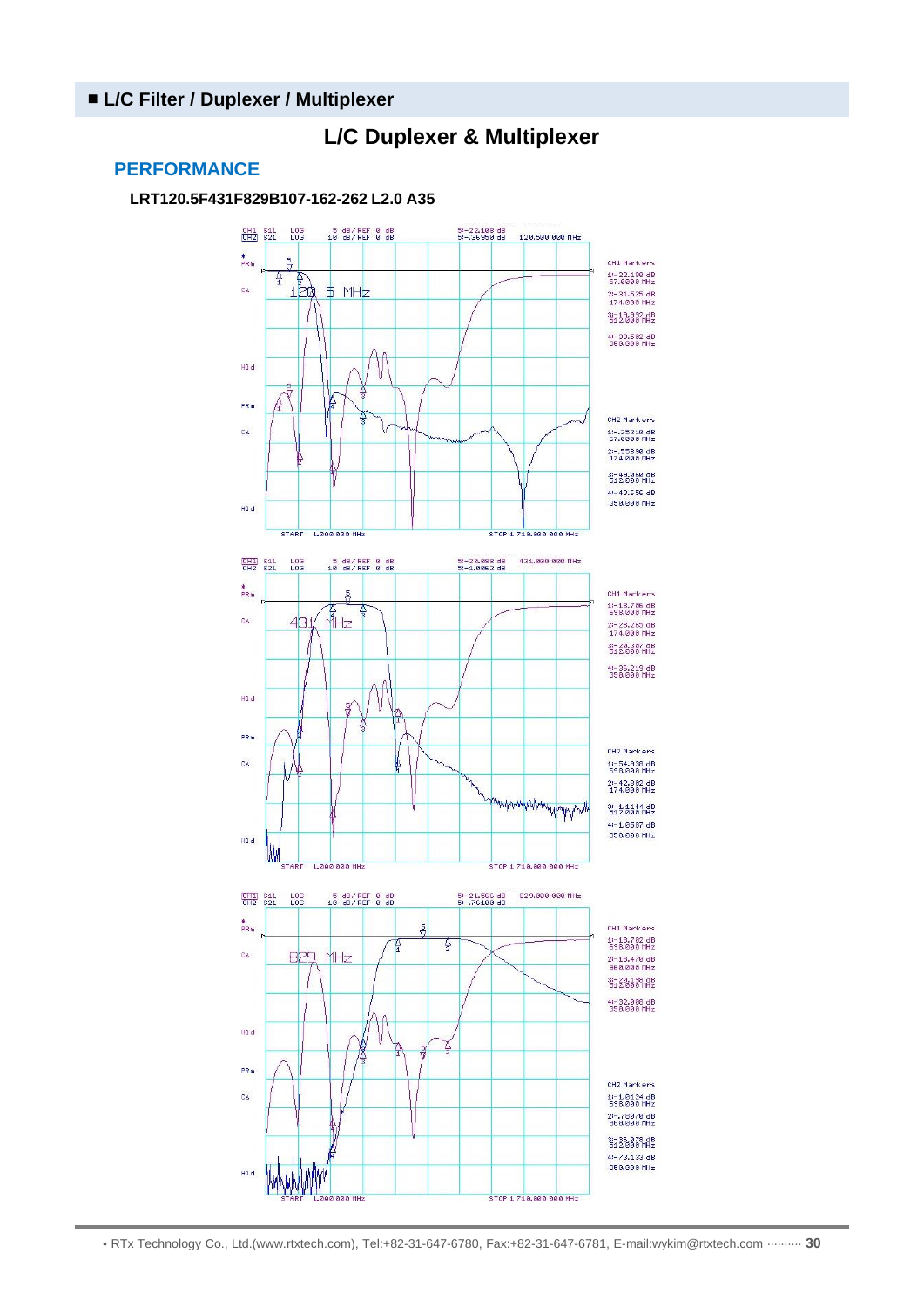## ■ L/C Filter / Duplexer / Multiplexer

# L/C Duplexer & Multiplexer

### PERFORMANCE

**LRT120.5F431F829B107-162-262 L2.0 A35**

CH1 S11 LOG 5 dB/ REF 0 dB
CH2 S21 LOG 10 dB/ REF 0 dB
5:-22.108 dB
5:-.36950 dB
120.500 000 MHz

120.5 MHz

CH1 Markers
1:-22.108 dB 67.0000 MHz
2:-31.525 dB 174.000 MHz
3:-19.992 dB 512.000 MHz
4:-33.582 dB 350.000 MHz

CH2 Markers
1:-.25310 dB 67.0000 MHz
2:-.55850 dB 174.000 MHz
3:-49.050 dB 512.000 MHz
4:-43.656 dB 350.000 MHz

START 1.000 000 MHz
STOP 1 710.000 000 MHz

CH1 S11 LOG 5 dB/ REF 0 dB
CH2 S21 LOG 10 dB/ REF 0 dB
5:-20.088 dB
5:-1.0062 dB
431.000 000 MHz

431 MHz

CH1 Markers
1:-18.786 dB 698.000 MHz
2:-28.265 dB 174.000 MHz
3:-20.387 dB 512.000 MHz
4:-36.219 dB 350.000 MHz

CH2 Markers
1:-54.938 dB 698.000 MHz
2:-42.082 dB 174.000 MHz
3:-1.1144 dB 512.000 MHz
4:-1.8587 dB 350.000 MHz

START 1.000 000 MHz
STOP 1 710.000 000 MHz

CH1 S11 LOG 5 dB/ REF 0 dB
CH2 S21 LOG 10 dB/ REF 0 dB
5:-21.566 dB
5:-.76100 dB
829.000 000 MHz

829 MHz

CH1 Markers
1:-18.782 dB 698.000 MHz
2:-18.470 dB 960.000 MHz
3:-20.156 dB 512.000 MHz
4:-32.088 dB 350.000 MHz

CH2 Markers
1:-1.0124 dB 698.000 MHz
2:-.79070 dB 960.000 MHz
3:-36.070 dB 512.000 MHz
4:-73.133 dB 350.000 MHz

START 1.000 000 MHz
STOP 1 710.000 000 MHz